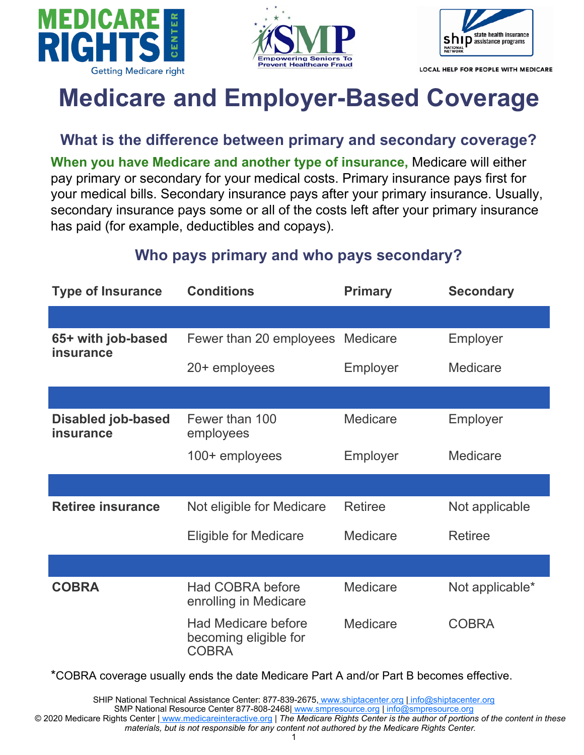# Medicare and Employer-Based Coverage

## What is the difference between primary and secondary coverage?

**When you have Medicare and another type of insurance,** Medicare will either pay primary or secondary for your medical costs. Primary insurance pays first for your medical bills. Secondary insurance pays after your primary insurance. Usually, secondary insurance pays some or all of the costs left after your primary insurance has paid (for example, deductibles and copays).

## Who pays primary and who pays secondary?

| Type of Insurance | Conditions | Primary | Secondary |
|---|---|---|---|
| **65+ with job-based insurance** | Fewer than 20 employees | Medicare | Employer |
| | 20+ employees | Employer | Medicare |
| **Disabled job-based insurance** | Fewer than 100 employees | Medicare | Employer |
| | 100+ employees | Employer | Medicare |
| **Retiree insurance** | Not eligible for Medicare | Retiree | Not applicable |
| | Eligible for Medicare | Medicare | Retiree |
| **COBRA** | Had COBRA before enrolling in Medicare | Medicare | Not applicable* |
| | Had Medicare before becoming eligible for COBRA | Medicare | COBRA |

*COBRA coverage usually ends the date Medicare Part A and/or Part B becomes effective.

SHIP National Technical Assistance Center: 877-839-2675, www.shiptacenter.org | info@shiptacenter.org
SMP National Resource Center 877-808-2468| www.smpresource.org | info@smpresource.org
© 2020 Medicare Rights Center | www.medicareinteractive.org | *The Medicare Rights Center is the author of portions of the content in these materials, but is not responsible for any content not authored by the Medicare Rights Center.*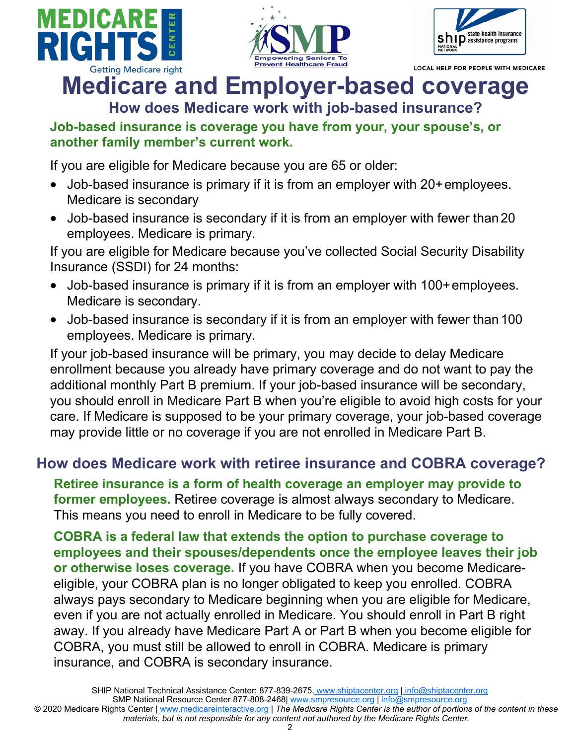# Medicare and Employer-based coverage

## How does Medicare work with job-based insurance?

**Job-based insurance is coverage you have from your, your spouse's, or another family member's current work.**

If you are eligible for Medicare because you are 65 or older:

- Job-based insurance is primary if it is from an employer with 20+ employees. Medicare is secondary
- Job-based insurance is secondary if it is from an employer with fewer than 20 employees. Medicare is primary.

If you are eligible for Medicare because you've collected Social Security Disability Insurance (SSDI) for 24 months:

- Job-based insurance is primary if it is from an employer with 100+ employees. Medicare is secondary.
- Job-based insurance is secondary if it is from an employer with fewer than 100 employees. Medicare is primary.

If your job-based insurance will be primary, you may decide to delay Medicare enrollment because you already have primary coverage and do not want to pay the additional monthly Part B premium. If your job-based insurance will be secondary, you should enroll in Medicare Part B when you're eligible to avoid high costs for your care. If Medicare is supposed to be your primary coverage, your job-based coverage may provide little or no coverage if you are not enrolled in Medicare Part B.

## How does Medicare work with retiree insurance and COBRA coverage?

**Retiree insurance is a form of health coverage an employer may provide to former employees.** Retiree coverage is almost always secondary to Medicare. This means you need to enroll in Medicare to be fully covered.

**COBRA is a federal law that extends the option to purchase coverage to employees and their spouses/dependents once the employee leaves their job or otherwise loses coverage.** If you have COBRA when you become Medicare-eligible, your COBRA plan is no longer obligated to keep you enrolled. COBRA always pays secondary to Medicare beginning when you are eligible for Medicare, even if you are not actually enrolled in Medicare. You should enroll in Part B right away. If you already have Medicare Part A or Part B when you become eligible for COBRA, you must still be allowed to enroll in COBRA. Medicare is primary insurance, and COBRA is secondary insurance.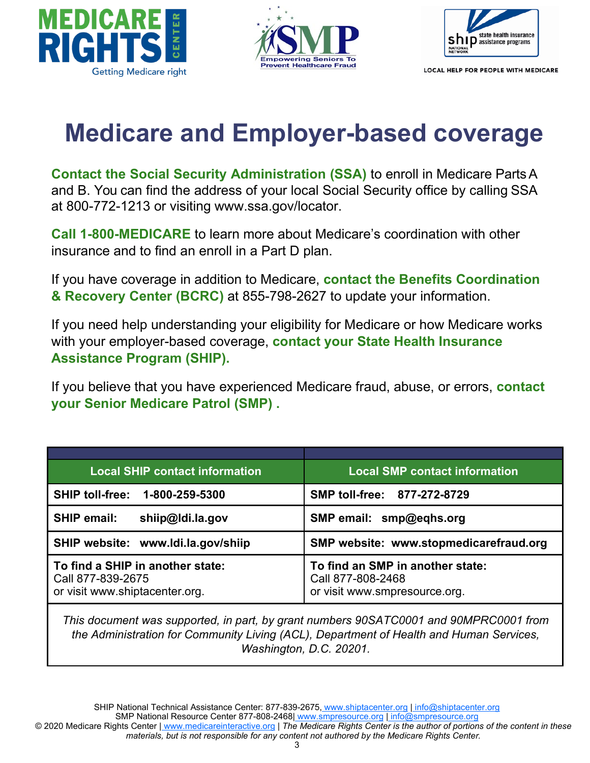MEDICARE RIGHTS CENTER
Getting Medicare right

SMP
Empowering Seniors To Prevent Healthcare Fraud

ship state health insurance assistance programs NATIONAL NETWORK
LOCAL HELP FOR PEOPLE WITH MEDICARE

# Medicare and Employer-based coverage

**Contact the Social Security Administration (SSA)** to enroll in Medicare Parts A and B. You can find the address of your local Social Security office by calling SSA at 800-772-1213 or visiting www.ssa.gov/locator.

**Call 1-800-MEDICARE** to learn more about Medicare's coordination with other insurance and to find an enroll in a Part D plan.

If you have coverage in addition to Medicare, **contact the Benefits Coordination & Recovery Center (BCRC)** at 855-798-2627 to update your information.

If you need help understanding your eligibility for Medicare or how Medicare works with your employer-based coverage, **contact your State Health Insurance Assistance Program (SHIP).**

If you believe that you have experienced Medicare fraud, abuse, or errors, **contact your Senior Medicare Patrol (SMP) .**

| Local SHIP contact information | Local SMP contact information |
|---|---|
| **SHIP toll-free: 1-800-259-5300** | **SMP toll-free: 877-272-8729** |
| **SHIP email: shiip@ldi.la.gov** | **SMP email: smp@eqhs.org** |
| **SHIP website: www.ldi.la.gov/shiip** | **SMP website: www.stopmedicarefraud.org** |
| **To find a SHIP in another state:** Call 877-839-2675 or visit www.shiptacenter.org. | **To find an SMP in another state:** Call 877-808-2468 or visit www.smpresource.org. |

*This document was supported, in part, by grant numbers 90SATC0001 and 90MPRC0001 from the Administration for Community Living (ACL), Department of Health and Human Services, Washington, D.C. 20201.*

SHIP National Technical Assistance Center: 877-839-2675, www.shiptacenter.org | info@shiptacenter.org
SMP National Resource Center 877-808-2468| www.smpresource.org | info@smpresource.org
© 2020 Medicare Rights Center | www.medicareinteractive.org | *The Medicare Rights Center is the author of portions of the content in these materials, but is not responsible for any content not authored by the Medicare Rights Center.*